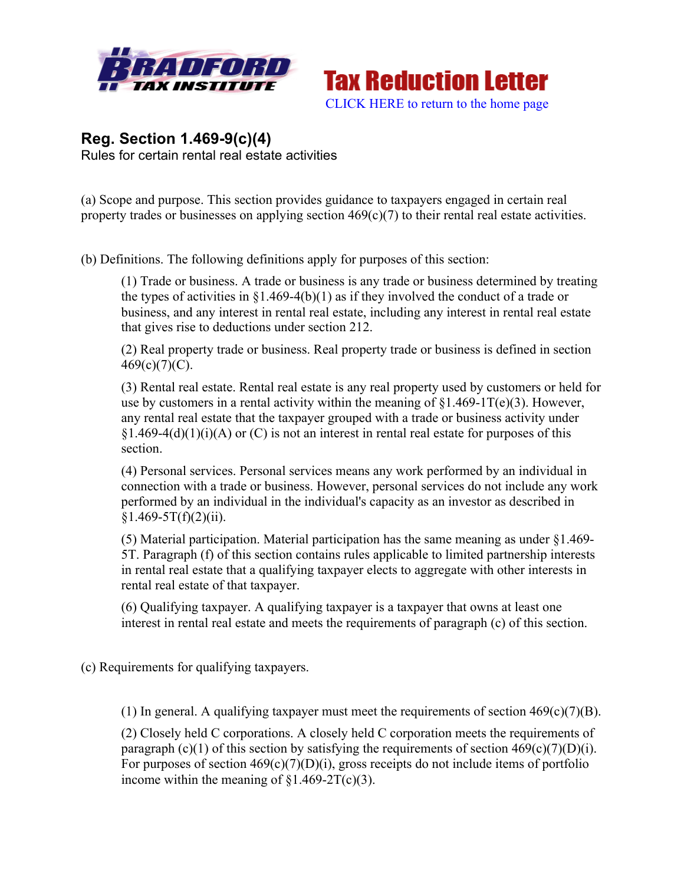BRADFORD TAX INSTITUTE

**Tax Reduction Letter**

CLICK HERE to return to the home page

## Reg. Section 1.469-9(c)(4)

Rules for certain rental real estate activities

(a) Scope and purpose. This section provides guidance to taxpayers engaged in certain real property trades or businesses on applying section 469(c)(7) to their rental real estate activities.

(b) Definitions. The following definitions apply for purposes of this section:

> (1) Trade or business. A trade or business is any trade or business determined by treating the types of activities in §1.469-4(b)(1) as if they involved the conduct of a trade or business, and any interest in rental real estate, including any interest in rental real estate that gives rise to deductions under section 212.
>
> (2) Real property trade or business. Real property trade or business is defined in section 469(c)(7)(C).
>
> (3) Rental real estate. Rental real estate is any real property used by customers or held for use by customers in a rental activity within the meaning of §1.469-1T(e)(3). However, any rental real estate that the taxpayer grouped with a trade or business activity under §1.469-4(d)(1)(i)(A) or (C) is not an interest in rental real estate for purposes of this section.
>
> (4) Personal services. Personal services means any work performed by an individual in connection with a trade or business. However, personal services do not include any work performed by an individual in the individual's capacity as an investor as described in §1.469-5T(f)(2)(ii).
>
> (5) Material participation. Material participation has the same meaning as under §1.469-5T. Paragraph (f) of this section contains rules applicable to limited partnership interests in rental real estate that a qualifying taxpayer elects to aggregate with other interests in rental real estate of that taxpayer.
>
> (6) Qualifying taxpayer. A qualifying taxpayer is a taxpayer that owns at least one interest in rental real estate and meets the requirements of paragraph (c) of this section.

(c) Requirements for qualifying taxpayers.

> (1) In general. A qualifying taxpayer must meet the requirements of section 469(c)(7)(B).
>
> (2) Closely held C corporations. A closely held C corporation meets the requirements of paragraph (c)(1) of this section by satisfying the requirements of section 469(c)(7)(D)(i). For purposes of section 469(c)(7)(D)(i), gross receipts do not include items of portfolio income within the meaning of §1.469-2T(c)(3).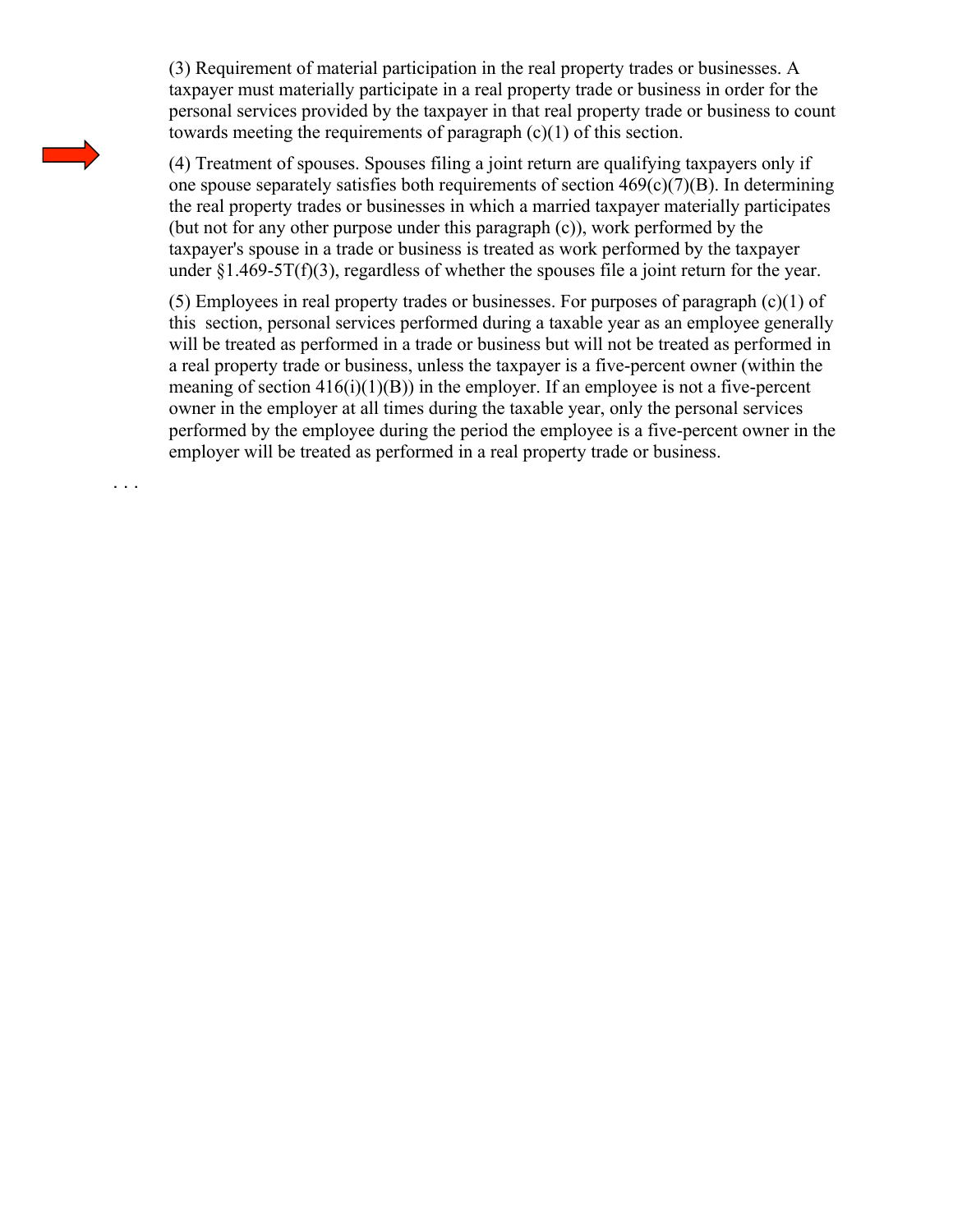(3) Requirement of material participation in the real property trades or businesses. A taxpayer must materially participate in a real property trade or business in order for the personal services provided by the taxpayer in that real property trade or business to count towards meeting the requirements of paragraph (c)(1) of this section.

(4) Treatment of spouses. Spouses filing a joint return are qualifying taxpayers only if one spouse separately satisfies both requirements of section 469(c)(7)(B). In determining the real property trades or businesses in which a married taxpayer materially participates (but not for any other purpose under this paragraph (c)), work performed by the taxpayer's spouse in a trade or business is treated as work performed by the taxpayer under §1.469-5T(f)(3), regardless of whether the spouses file a joint return for the year.

(5) Employees in real property trades or businesses. For purposes of paragraph (c)(1) of this section, personal services performed during a taxable year as an employee generally will be treated as performed in a trade or business but will not be treated as performed in a real property trade or business, unless the taxpayer is a five-percent owner (within the meaning of section 416(i)(1)(B)) in the employer. If an employee is not a five-percent owner in the employer at all times during the taxable year, only the personal services performed by the employee during the period the employee is a five-percent owner in the employer will be treated as performed in a real property trade or business.

. . .